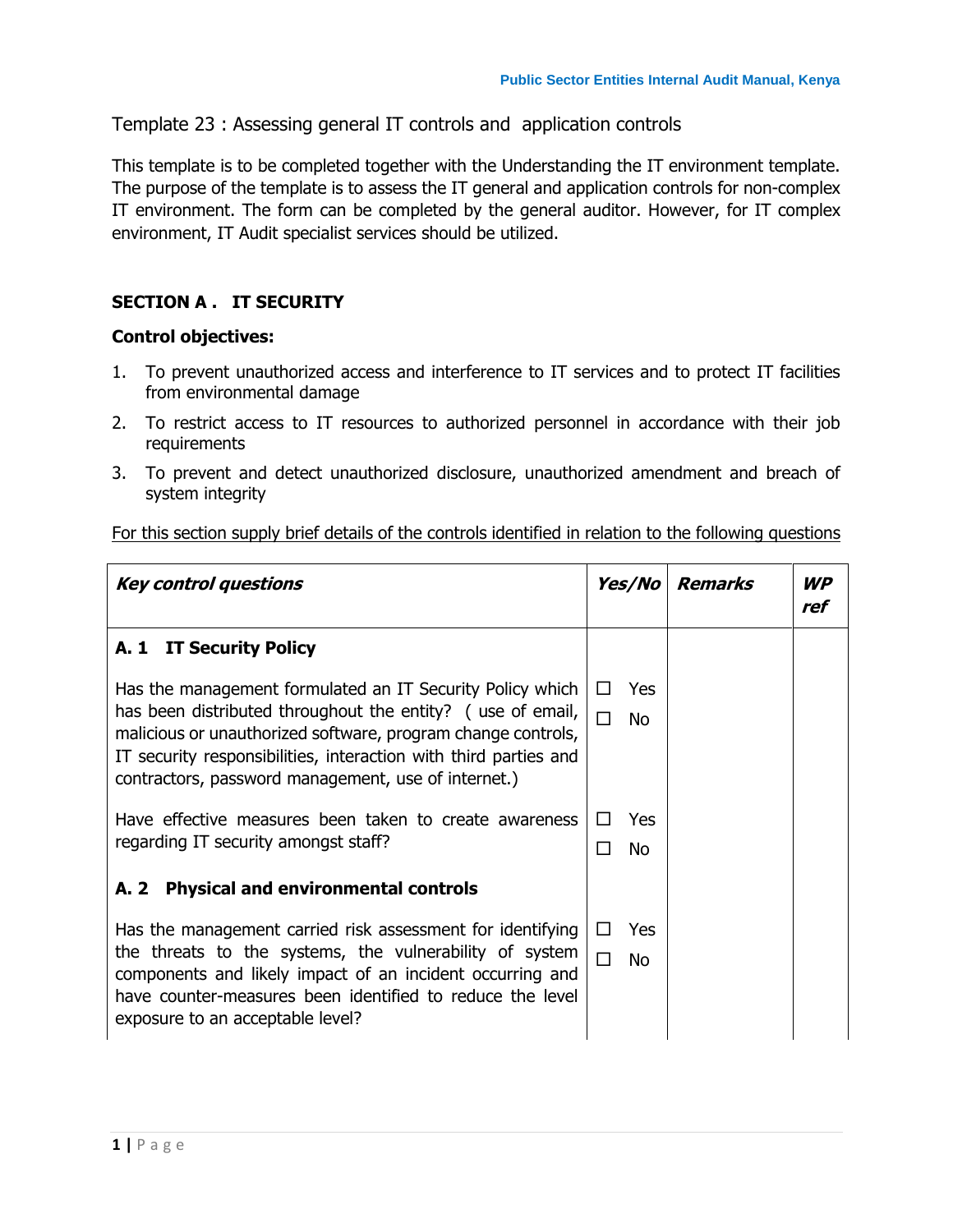## Template 23 : Assessing general IT controls and application controls

This template is to be completed together with the Understanding the IT environment template. The purpose of the template is to assess the IT general and application controls for non-complex IT environment. The form can be completed by the general auditor. However, for IT complex environment, IT Audit specialist services should be utilized.

### SECTION A . IT SECURITY

**Control objectives:**

1. To prevent unauthorized access and interference to IT services and to protect IT facilities from environmental damage
2. To restrict access to IT resources to authorized personnel in accordance with their job requirements
3. To prevent and detect unauthorized disclosure, unauthorized amendment and breach of system integrity

For this section supply brief details of the controls identified in relation to the following questions

| ***Key control questions*** | ***Yes/No*** | ***Remarks*** | ***WP ref*** |
|---|---|---|---|
| **A. 1 IT Security Policy** | | | |
| Has the management formulated an IT Security Policy which has been distributed throughout the entity? ( use of email, malicious or unauthorized software, program change controls, IT security responsibilities, interaction with third parties and contractors, password management, use of internet.) | ☐ Yes<br>☐ No | | |
| Have effective measures been taken to create awareness regarding IT security amongst staff? | ☐ Yes<br>☐ No | | |
| **A. 2 Physical and environmental controls** | | | |
| Has the management carried risk assessment for identifying the threats to the systems, the vulnerability of system components and likely impact of an incident occurring and have counter-measures been identified to reduce the level exposure to an acceptable level? | ☐ Yes<br>☐ No | | |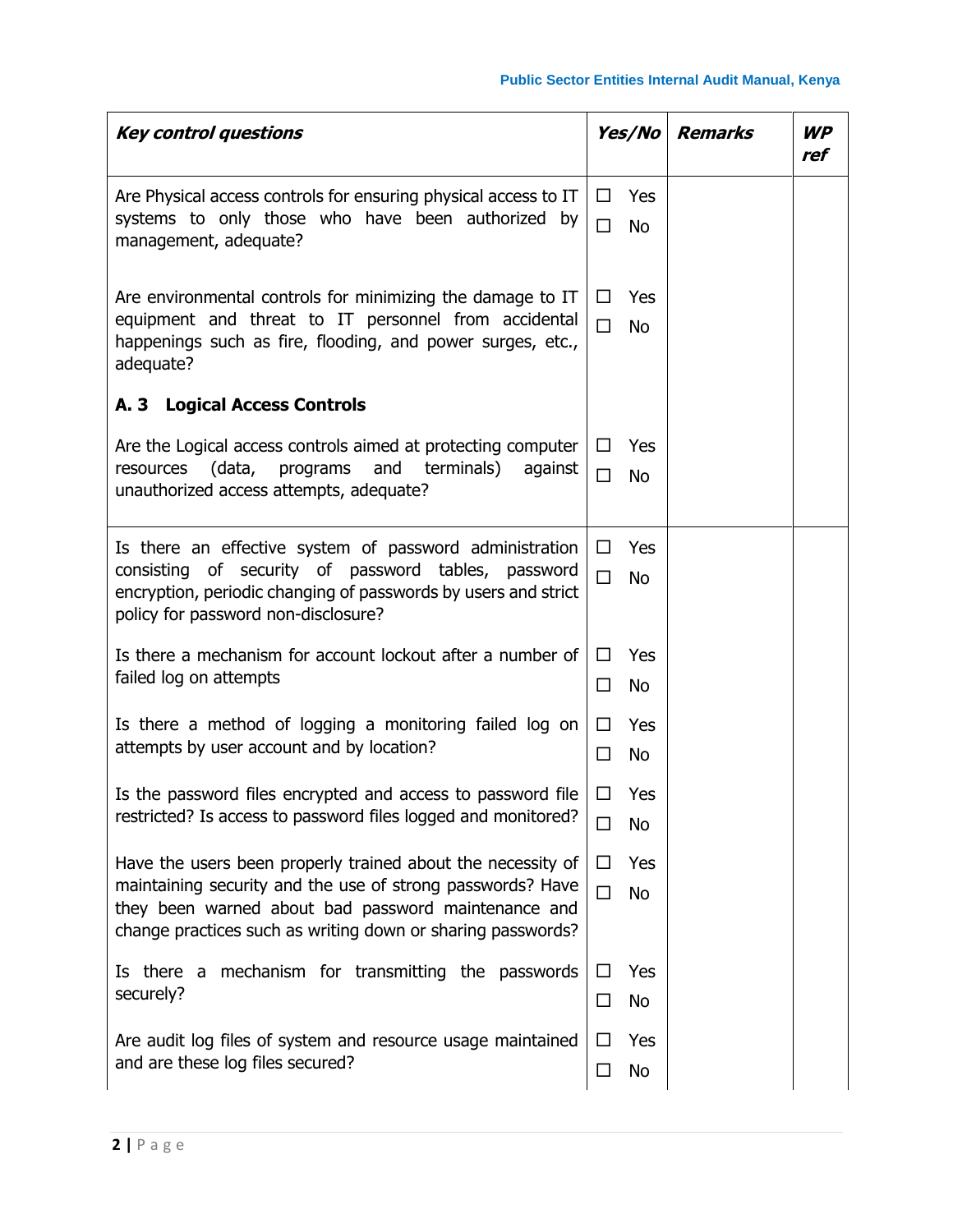| *Key control questions* | *Yes/No* | *Remarks* | *WP ref* |
|---|---|---|---|
| Are Physical access controls for ensuring physical access to IT systems to only those who have been authorized by management, adequate? | ☐ Yes ☐ No | | |
| Are environmental controls for minimizing the damage to IT equipment and threat to IT personnel from accidental happenings such as fire, flooding, and power surges, etc., adequate? | ☐ Yes ☐ No | | |
| **A. 3 Logical Access Controls** | | | |
| Are the Logical access controls aimed at protecting computer resources (data, programs and terminals) against unauthorized access attempts, adequate? | ☐ Yes ☐ No | | |
| Is there an effective system of password administration consisting of security of password tables, password encryption, periodic changing of passwords by users and strict policy for password non-disclosure? | ☐ Yes ☐ No | | |
| Is there a mechanism for account lockout after a number of failed log on attempts | ☐ Yes ☐ No | | |
| Is there a method of logging a monitoring failed log on attempts by user account and by location? | ☐ Yes ☐ No | | |
| Is the password files encrypted and access to password file restricted? Is access to password files logged and monitored? | ☐ Yes ☐ No | | |
| Have the users been properly trained about the necessity of maintaining security and the use of strong passwords? Have they been warned about bad password maintenance and change practices such as writing down or sharing passwords? | ☐ Yes ☐ No | | |
| Is there a mechanism for transmitting the passwords securely? | ☐ Yes ☐ No | | |
| Are audit log files of system and resource usage maintained and are these log files secured? | ☐ Yes ☐ No | | |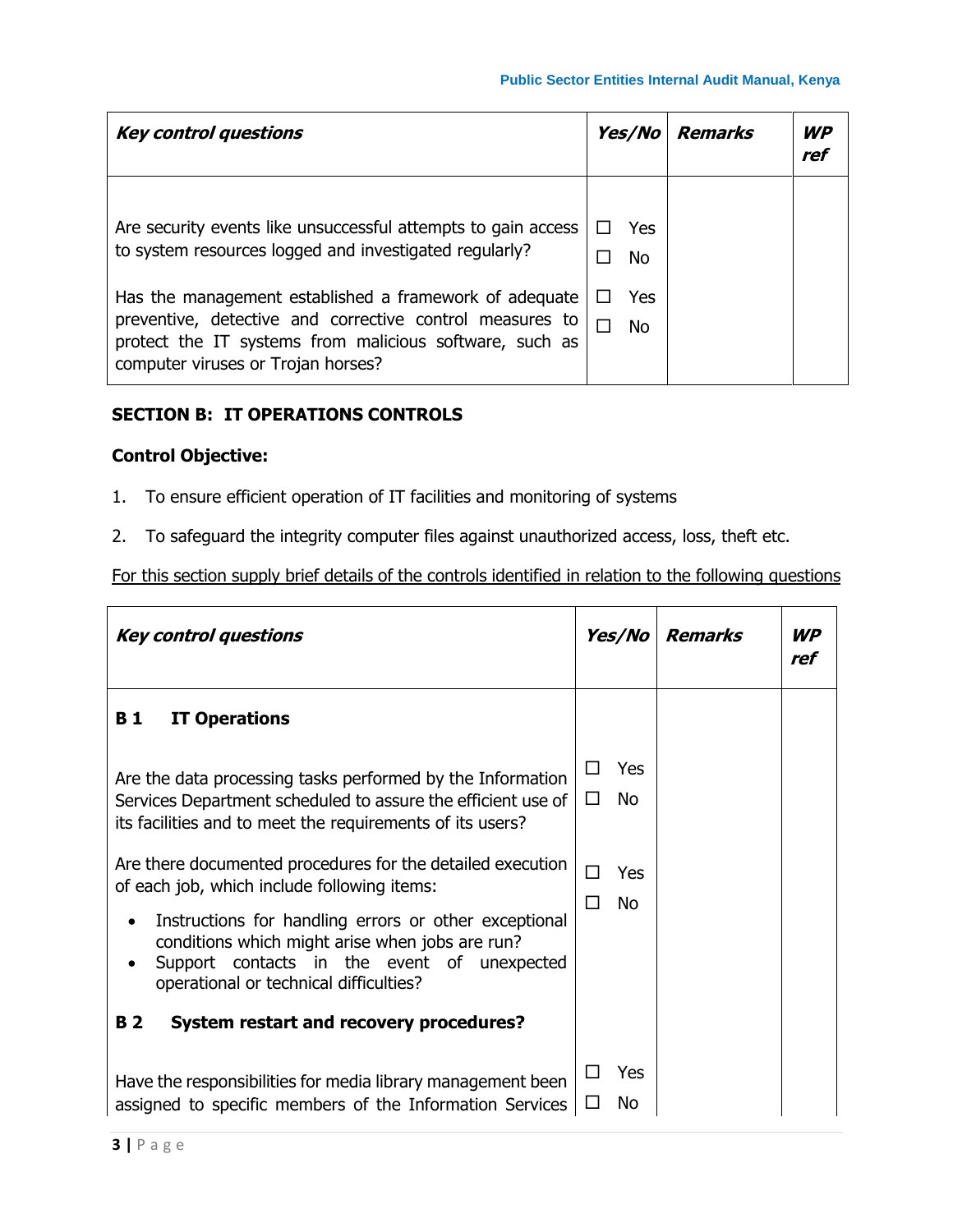| *Key control questions* | *Yes/No* | *Remarks* | *WP ref* |
|---|---|---|---|
| Are security events like unsuccessful attempts to gain access to system resources logged and investigated regularly? | ☐ Yes ☐ No | | |
| Has the management established a framework of adequate preventive, detective and corrective control measures to protect the IT systems from malicious software, such as computer viruses or Trojan horses? | ☐ Yes ☐ No | | |

**SECTION B: IT OPERATIONS CONTROLS**

**Control Objective:**

1. To ensure efficient operation of IT facilities and monitoring of systems
2. To safeguard the integrity computer files against unauthorized access, loss, theft etc.

<u>For this section supply brief details of the controls identified in relation to the following questions</u>

| *Key control questions* | *Yes/No* | *Remarks* | *WP ref* |
|---|---|---|---|
| **B 1 IT Operations** | | | |
| Are the data processing tasks performed by the Information Services Department scheduled to assure the efficient use of its facilities and to meet the requirements of its users? | ☐ Yes ☐ No | | |
| Are there documented procedures for the detailed execution of each job, which include following items:<br>• Instructions for handling errors or other exceptional conditions which might arise when jobs are run?<br>• Support contacts in the event of unexpected operational or technical difficulties? | ☐ Yes ☐ No | | |
| **B 2 System restart and recovery procedures?** | | | |
| Have the responsibilities for media library management been assigned to specific members of the Information Services | ☐ Yes ☐ No | | |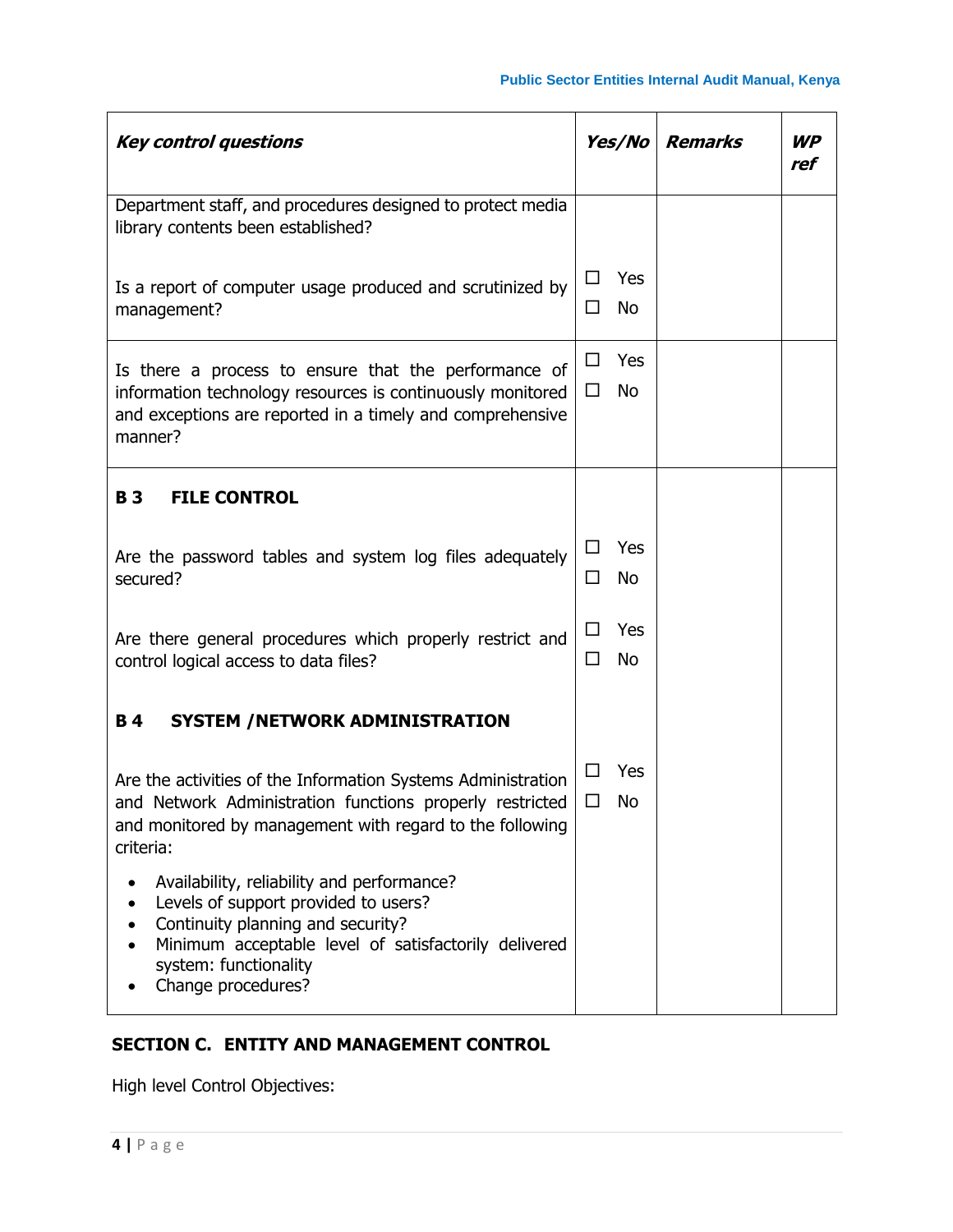| ***Key control questions*** | ***Yes/No*** | ***Remarks*** | ***WP ref*** |
|---|---|---|---|
| Department staff, and procedures designed to protect media library contents been established?<br><br>Is a report of computer usage produced and scrutinized by management? | ☐ Yes<br>☐ No | | |
| Is there a process to ensure that the performance of information technology resources is continuously monitored and exceptions are reported in a timely and comprehensive manner? | ☐ Yes<br>☐ No | | |
| **B 3 FILE CONTROL** | | | |
| Are the password tables and system log files adequately secured? | ☐ Yes<br>☐ No | | |
| Are there general procedures which properly restrict and control logical access to data files? | ☐ Yes<br>☐ No | | |
| **B 4 SYSTEM /NETWORK ADMINISTRATION** | | | |
| Are the activities of the Information Systems Administration and Network Administration functions properly restricted and monitored by management with regard to the following criteria:<br>• Availability, reliability and performance?<br>• Levels of support provided to users?<br>• Continuity planning and security?<br>• Minimum acceptable level of satisfactorily delivered system: functionality<br>• Change procedures? | ☐ Yes<br>☐ No | | |

## SECTION C. ENTITY AND MANAGEMENT CONTROL

High level Control Objectives: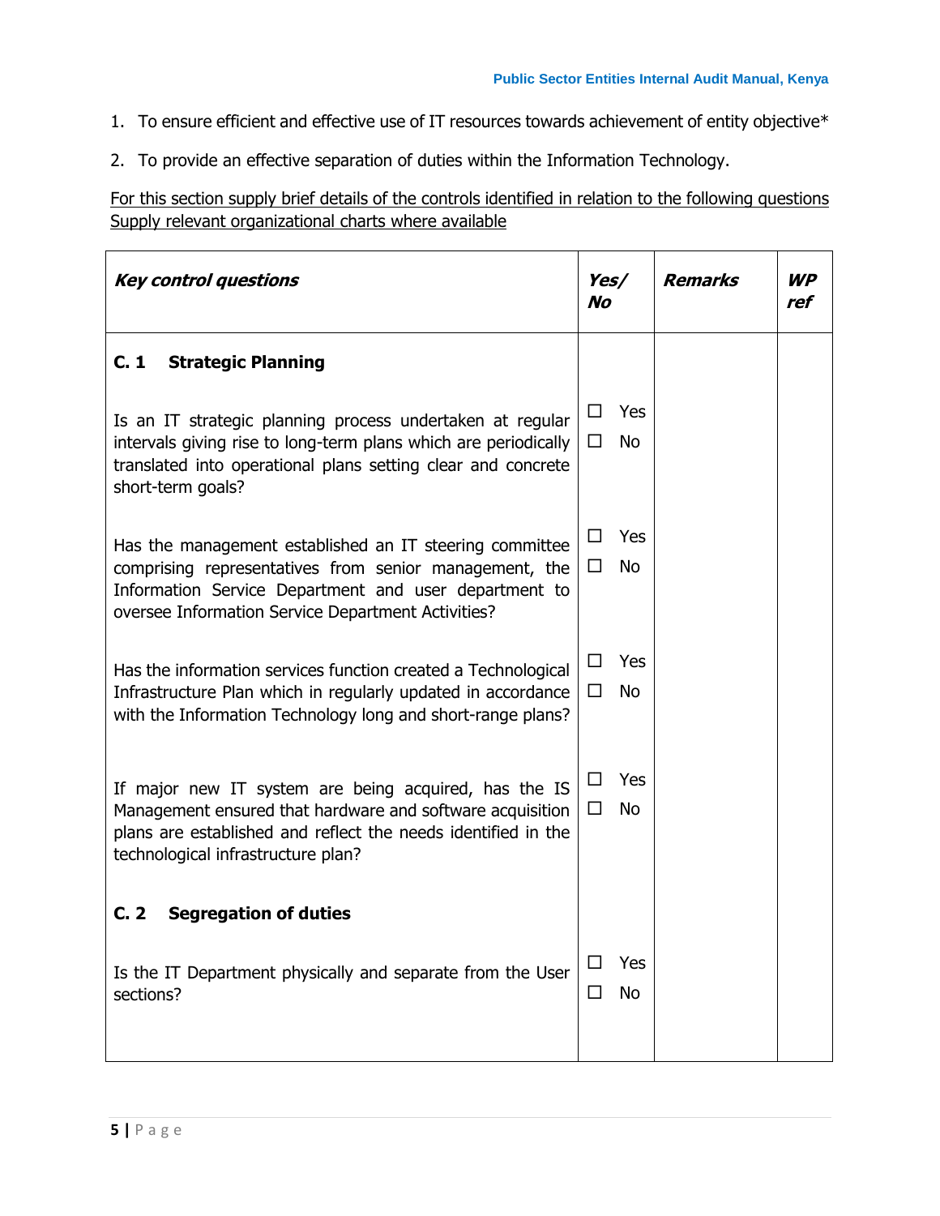1. To ensure efficient and effective use of IT resources towards achievement of entity objective*
2. To provide an effective separation of duties within the Information Technology.

<u>For this section supply brief details of the controls identified in relation to the following questions Supply relevant organizational charts where available</u>

| ***Key control questions*** | ***Yes/ No*** | ***Remarks*** | ***WP ref*** |
|---|---|---|---|
| **C. 1 Strategic Planning** | | | |
| Is an IT strategic planning process undertaken at regular intervals giving rise to long-term plans which are periodically translated into operational plans setting clear and concrete short-term goals? | ☐ Yes<br>☐ No | | |
| Has the management established an IT steering committee comprising representatives from senior management, the Information Service Department and user department to oversee Information Service Department Activities? | ☐ Yes<br>☐ No | | |
| Has the information services function created a Technological Infrastructure Plan which in regularly updated in accordance with the Information Technology long and short-range plans? | ☐ Yes<br>☐ No | | |
| If major new IT system are being acquired, has the IS Management ensured that hardware and software acquisition plans are established and reflect the needs identified in the technological infrastructure plan? | ☐ Yes<br>☐ No | | |
| **C. 2 Segregation of duties** | | | |
| Is the IT Department physically and separate from the User sections? | ☐ Yes<br>☐ No | | |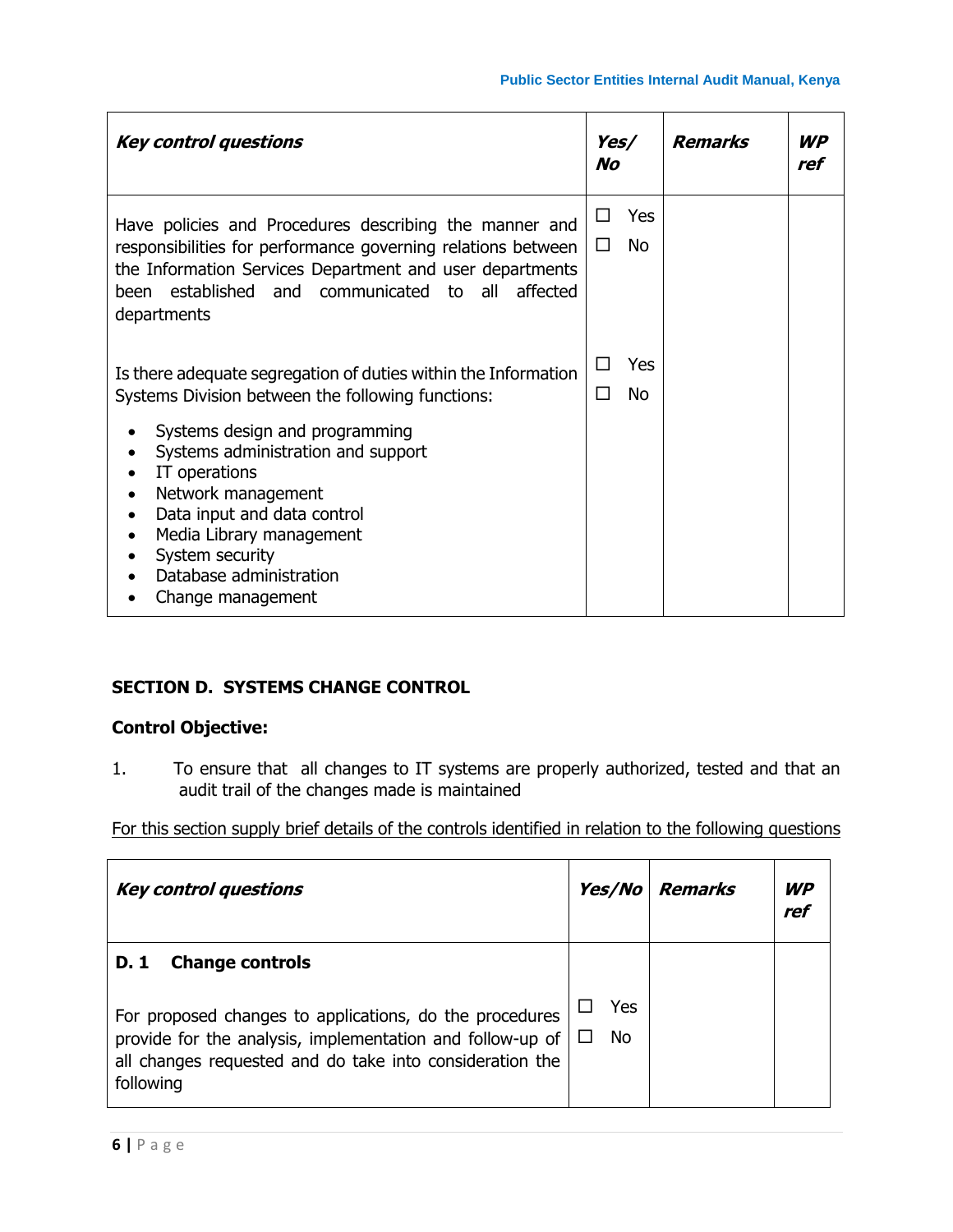| *Key control questions* | *Yes/ No* | *Remarks* | *WP ref* |
|---|---|---|---|
| Have policies and Procedures describing the manner and responsibilities for performance governing relations between the Information Services Department and user departments been established and communicated to all affected departments | ☐ Yes<br>☐ No | | |
| Is there adequate segregation of duties within the Information Systems Division between the following functions:<br>• Systems design and programming<br>• Systems administration and support<br>• IT operations<br>• Network management<br>• Data input and data control<br>• Media Library management<br>• System security<br>• Database administration<br>• Change management | ☐ Yes<br>☐ No | | |

**SECTION D. SYSTEMS CHANGE CONTROL**

**Control Objective:**

1. To ensure that all changes to IT systems are properly authorized, tested and that an audit trail of the changes made is maintained

For this section supply brief details of the controls identified in relation to the following questions

| *Key control questions* | *Yes/No* | *Remarks* | *WP ref* |
|---|---|---|---|
| **D. 1 Change controls**<br><br>For proposed changes to applications, do the procedures provide for the analysis, implementation and follow-up of all changes requested and do take into consideration the following | ☐ Yes<br>☐ No | | |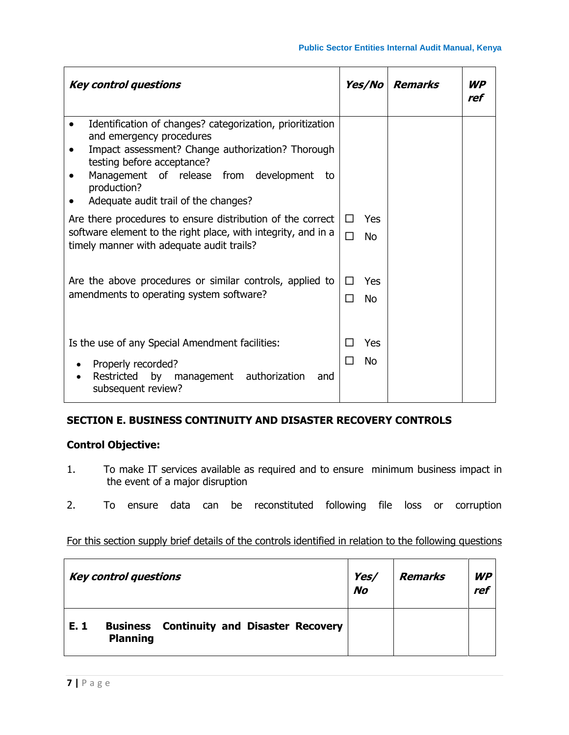| *Key control questions* | *Yes/No* | *Remarks* | *WP ref* |
|---|---|---|---|
| • Identification of changes? categorization, prioritization and emergency procedures<br>• Impact assessment? Change authorization? Thorough testing before acceptance?<br>• Management of release from development to production?<br>• Adequate audit trail of the changes? | | | |
| Are there procedures to ensure distribution of the correct software element to the right place, with integrity, and in a timely manner with adequate audit trails? | ☐ Yes<br>☐ No | | |
| Are the above procedures or similar controls, applied to amendments to operating system software? | ☐ Yes<br>☐ No | | |
| Is the use of any Special Amendment facilities:<br>• Properly recorded?<br>• Restricted by management authorization and subsequent review? | ☐ Yes<br>☐ No | | |

## SECTION E. BUSINESS CONTINUITY AND DISASTER RECOVERY CONTROLS

**Control Objective:**

1. To make IT services available as required and to ensure minimum business impact in the event of a major disruption
2. To ensure data can be reconstituted following file loss or corruption

For this section supply brief details of the controls identified in relation to the following questions

| *Key control questions* | *Yes/ No* | *Remarks* | *WP ref* |
|---|---|---|---|
| **E. 1 Business Continuity and Disaster Recovery Planning** | | | |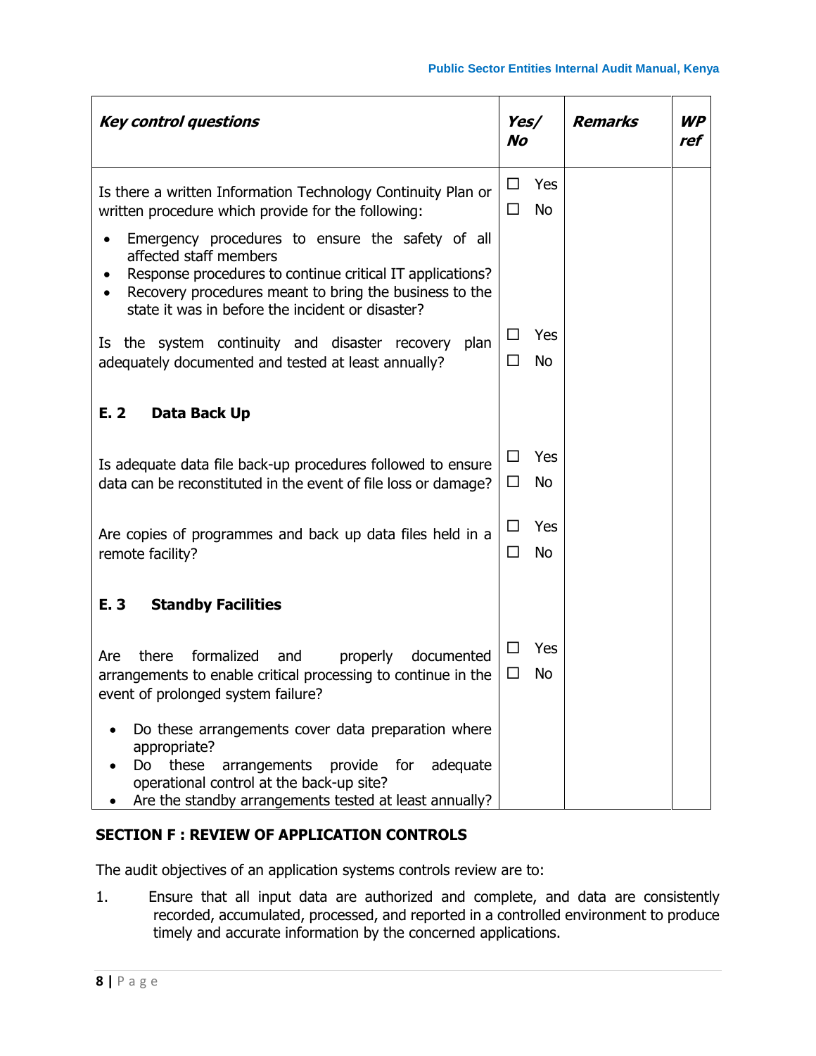| *Key control questions* | *Yes/ No* | *Remarks* | *WP ref* |
|---|---|---|---|
| Is there a written Information Technology Continuity Plan or written procedure which provide for the following:<br>• Emergency procedures to ensure the safety of all affected staff members<br>• Response procedures to continue critical IT applications?<br>• Recovery procedures meant to bring the business to the state it was in before the incident or disaster? | ☐ Yes<br>☐ No | | |
| Is the system continuity and disaster recovery plan adequately documented and tested at least annually? | ☐ Yes<br>☐ No | | |
| **E. 2 Data Back Up** | | | |
| Is adequate data file back-up procedures followed to ensure data can be reconstituted in the event of file loss or damage? | ☐ Yes<br>☐ No | | |
| Are copies of programmes and back up data files held in a remote facility? | ☐ Yes<br>☐ No | | |
| **E. 3 Standby Facilities** | | | |
| Are there formalized and properly documented arrangements to enable critical processing to continue in the event of prolonged system failure?<br>• Do these arrangements cover data preparation where appropriate?<br>• Do these arrangements provide for adequate operational control at the back-up site?<br>• Are the standby arrangements tested at least annually? | ☐ Yes<br>☐ No | | |

## SECTION F : REVIEW OF APPLICATION CONTROLS

The audit objectives of an application systems controls review are to:

1. Ensure that all input data are authorized and complete, and data are consistently recorded, accumulated, processed, and reported in a controlled environment to produce timely and accurate information by the concerned applications.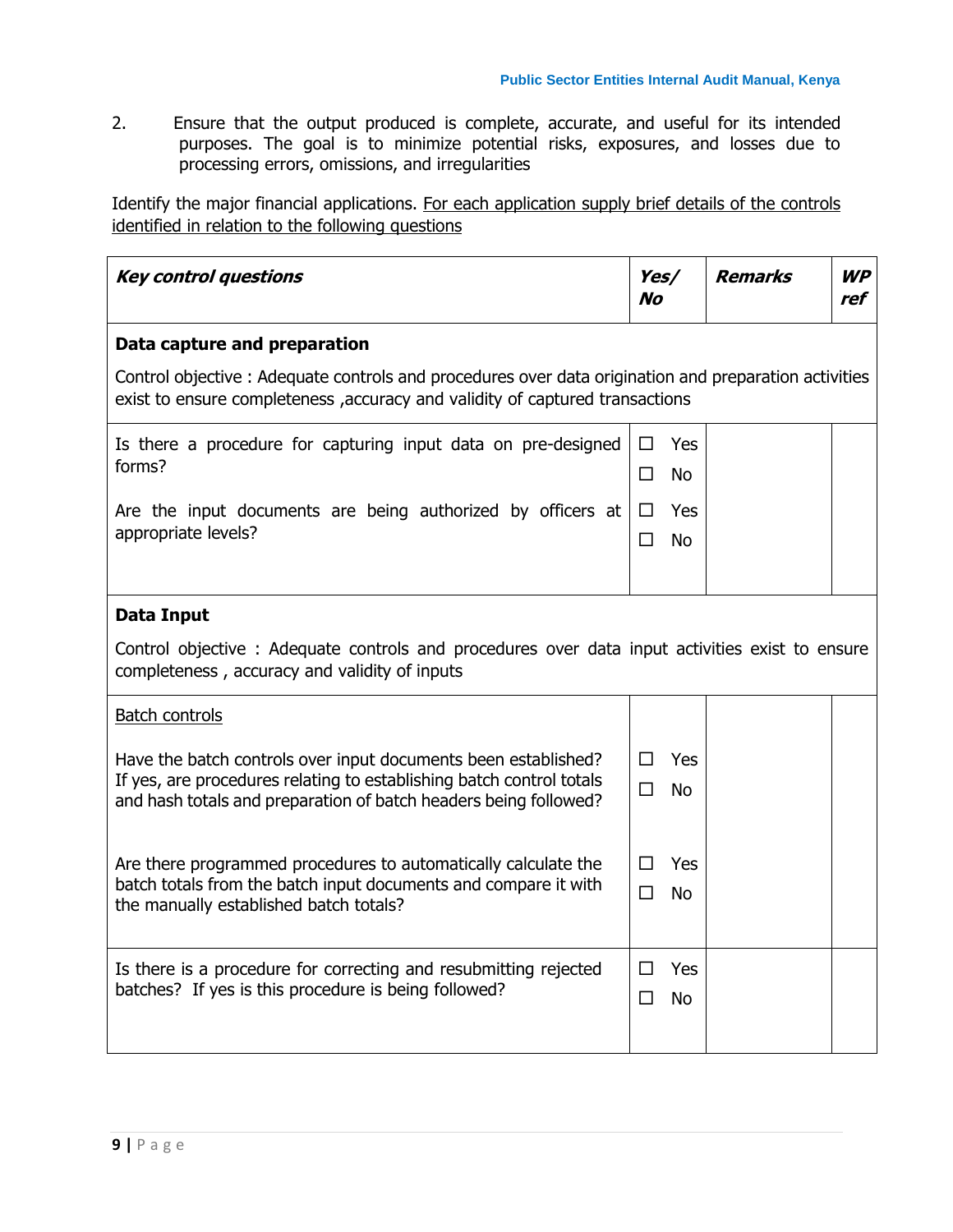2. Ensure that the output produced is complete, accurate, and useful for its intended purposes. The goal is to minimize potential risks, exposures, and losses due to processing errors, omissions, and irregularities

Identify the major financial applications. For each application supply brief details of the controls identified in relation to the following questions

| ***Key control questions*** | ***Yes/ No*** | ***Remarks*** | ***WP ref*** |
|---|---|---|---|
| **Data capture and preparation**<br><br>Control objective : Adequate controls and procedures over data origination and preparation activities exist to ensure completeness ,accuracy and validity of captured transactions | | | |
| Is there a procedure for capturing input data on pre-designed forms? | ☐ Yes<br>☐ No | | |
| Are the input documents are being authorized by officers at appropriate levels? | ☐ Yes<br>☐ No | | |
| **Data Input**<br><br>Control objective : Adequate controls and procedures over data input activities exist to ensure completeness , accuracy and validity of inputs | | | |
| Batch controls | | | |
| Have the batch controls over input documents been established? If yes, are procedures relating to establishing batch control totals and hash totals and preparation of batch headers being followed? | ☐ Yes<br>☐ No | | |
| Are there programmed procedures to automatically calculate the batch totals from the batch input documents and compare it with the manually established batch totals? | ☐ Yes<br>☐ No | | |
| Is there is a procedure for correcting and resubmitting rejected batches? If yes is this procedure is being followed? | ☐ Yes<br>☐ No | | |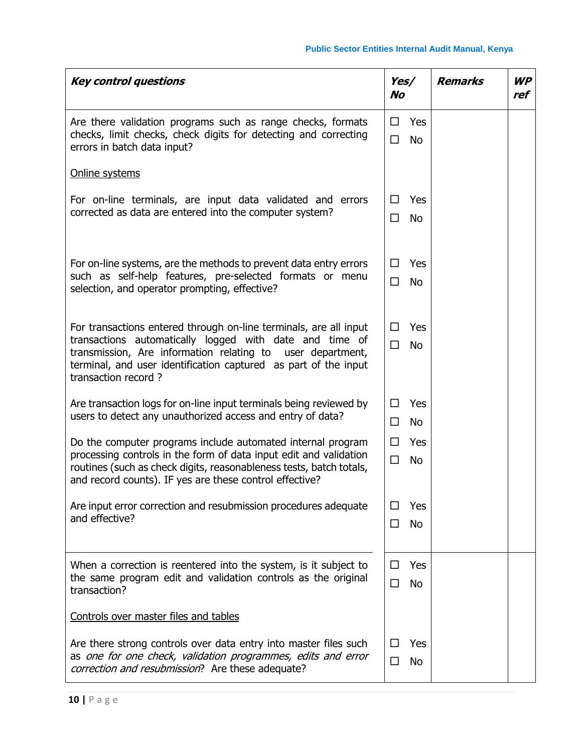| *Key control questions* | *Yes/ No* | *Remarks* | *WP ref* |
|---|---|---|---|
| Are there validation programs such as range checks, formats checks, limit checks, check digits for detecting and correcting errors in batch data input? | ☐ Yes ☐ No | | |
| Online systems | | | |
| For on-line terminals, are input data validated and errors corrected as data are entered into the computer system? | ☐ Yes ☐ No | | |
| For on-line systems, are the methods to prevent data entry errors such as self-help features, pre-selected formats or menu selection, and operator prompting, effective? | ☐ Yes ☐ No | | |
| For transactions entered through on-line terminals, are all input transactions automatically logged with date and time of transmission, Are information relating to user department, terminal, and user identification captured as part of the input transaction record ? | ☐ Yes ☐ No | | |
| Are transaction logs for on-line input terminals being reviewed by users to detect any unauthorized access and entry of data? | ☐ Yes ☐ No | | |
| Do the computer programs include automated internal program processing controls in the form of data input edit and validation routines (such as check digits, reasonableness tests, batch totals, and record counts). IF yes are these control effective? | ☐ Yes ☐ No | | |
| Are input error correction and resubmission procedures adequate and effective? | ☐ Yes ☐ No | | |
| When a correction is reentered into the system, is it subject to the same program edit and validation controls as the original transaction? | ☐ Yes ☐ No | | |
| Controls over master files and tables | | | |
| Are there strong controls over data entry into master files such as *one for one check, validation programmes, edits and error correction and resubmission*? Are these adequate? | ☐ Yes ☐ No | | |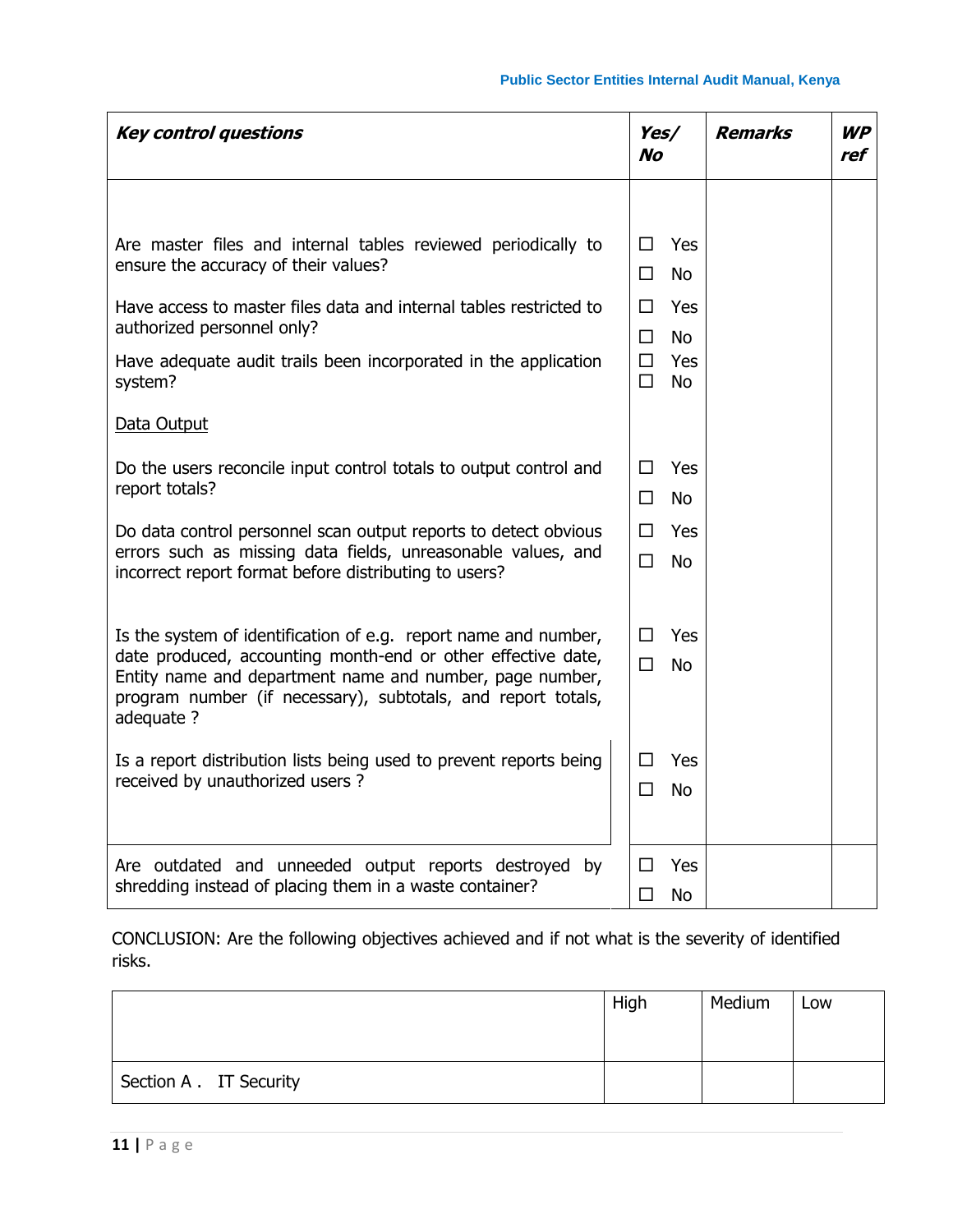| ***Key control questions*** | ***Yes/ No*** | ***Remarks*** | ***WP ref*** |
|---|---|---|---|
| Are master files and internal tables reviewed periodically to ensure the accuracy of their values? | ☐ Yes ☐ No | | |
| Have access to master files data and internal tables restricted to authorized personnel only? | ☐ Yes ☐ No | | |
| Have adequate audit trails been incorporated in the application system? | ☐ Yes ☐ No | | |
| <u>Data Output</u> | | | |
| Do the users reconcile input control totals to output control and report totals? | ☐ Yes ☐ No | | |
| Do data control personnel scan output reports to detect obvious errors such as missing data fields, unreasonable values, and incorrect report format before distributing to users? | ☐ Yes ☐ No | | |
| Is the system of identification of e.g. report name and number, date produced, accounting month-end or other effective date, Entity name and department name and number, page number, program number (if necessary), subtotals, and report totals, adequate ? | ☐ Yes ☐ No | | |
| Is a report distribution lists being used to prevent reports being received by unauthorized users ? | ☐ Yes ☐ No | | |
| Are outdated and unneeded output reports destroyed by shredding instead of placing them in a waste container? | ☐ Yes ☐ No | | |

CONCLUSION: Are the following objectives achieved and if not what is the severity of identified risks.

| | High | Medium | Low |
|---|---|---|---|
| Section A . IT Security | | | |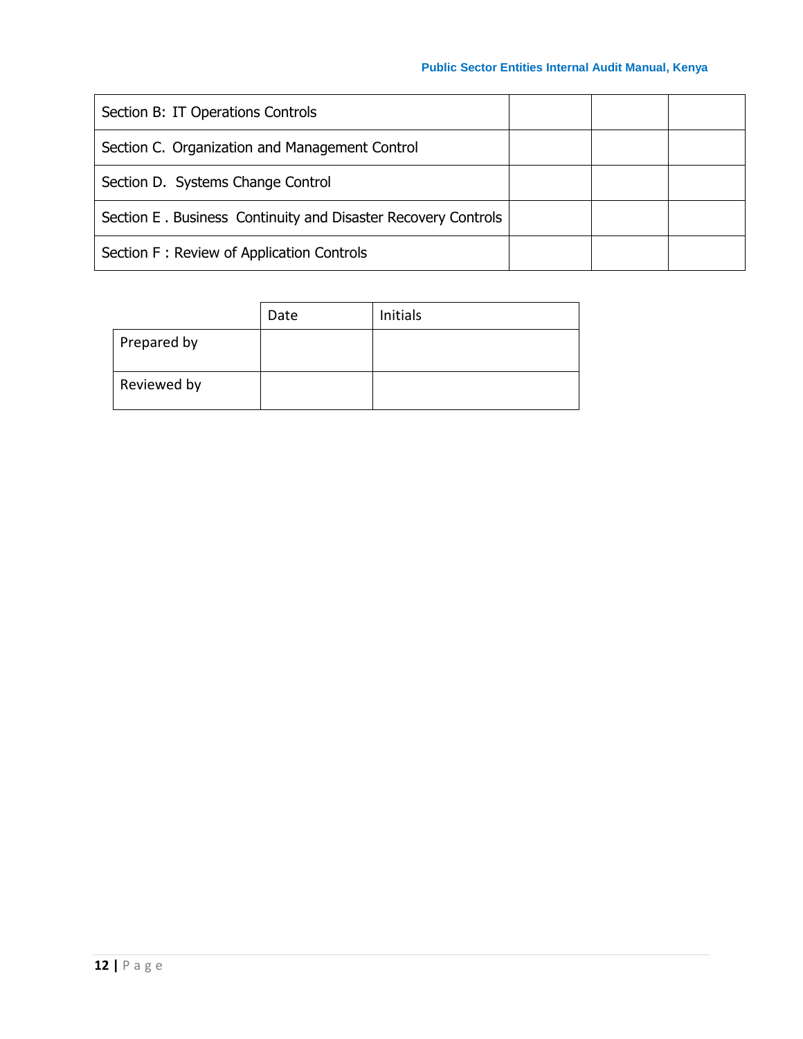| | | | |
|---|---|---|---|
| Section B: IT Operations Controls | | | |
| Section C. Organization and Management Control | | | |
| Section D. Systems Change Control | | | |
| Section E . Business Continuity and Disaster Recovery Controls | | | |
| Section F : Review of Application Controls | | | |

| | Date | Initials |
|---|---|---|
| Prepared by | | |
| Reviewed by | | |